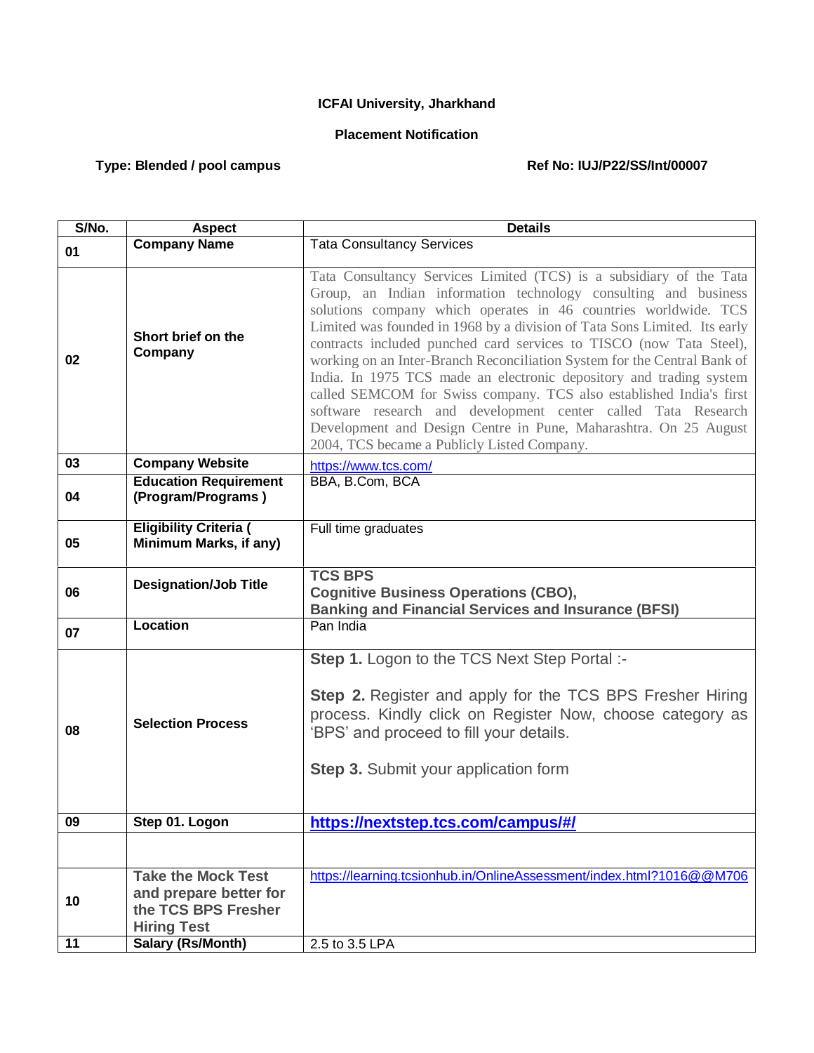**ICFAI University, Jharkhand**

**Placement Notification**

**Type: Blended / pool campus** **Ref No: IUJ/P22/SS/Int/00007**

| S/No. | Aspect | Details |
|---|---|---|
| 01 | **Company Name** | Tata Consultancy Services |
| 02 | **Short brief on the Company** | Tata Consultancy Services Limited (TCS) is a subsidiary of the Tata Group, an Indian information technology consulting and business solutions company which operates in 46 countries worldwide. TCS Limited was founded in 1968 by a division of Tata Sons Limited. Its early contracts included punched card services to TISCO (now Tata Steel), working on an Inter-Branch Reconciliation System for the Central Bank of India. In 1975 TCS made an electronic depository and trading system called SEMCOM for Swiss company. TCS also established India's first software research and development center called Tata Research Development and Design Centre in Pune, Maharashtra. On 25 August 2004, TCS became a Publicly Listed Company. |
| 03 | **Company Website** | https://www.tcs.com/ |
| 04 | **Education Requirement (Program/Programs )** | BBA, B.Com, BCA |
| 05 | **Eligibility Criteria ( Minimum Marks, if any)** | Full time graduates |
| 06 | **Designation/Job Title** | **TCS BPS**<br>**Cognitive Business Operations (CBO),**<br>**Banking and Financial Services and Insurance (BFSI)** |
| 07 | **Location** | Pan India |
| 08 | **Selection Process** | **Step 1.** Logon to the TCS Next Step Portal :-<br><br>**Step 2.** Register and apply for the TCS BPS Fresher Hiring process. Kindly click on Register Now, choose category as 'BPS' and proceed to fill your details.<br><br>**Step 3.** Submit your application form |
| 09 | **Step 01. Logon** | **https://nextstep.tcs.com/campus/#/** |
| | | |
| 10 | **Take the Mock Test and prepare better for the TCS BPS Fresher Hiring Test** | https://learning.tcsionhub.in/OnlineAssessment/index.html?1016@@M706 |
| 11 | **Salary (Rs/Month)** | 2.5 to 3.5 LPA |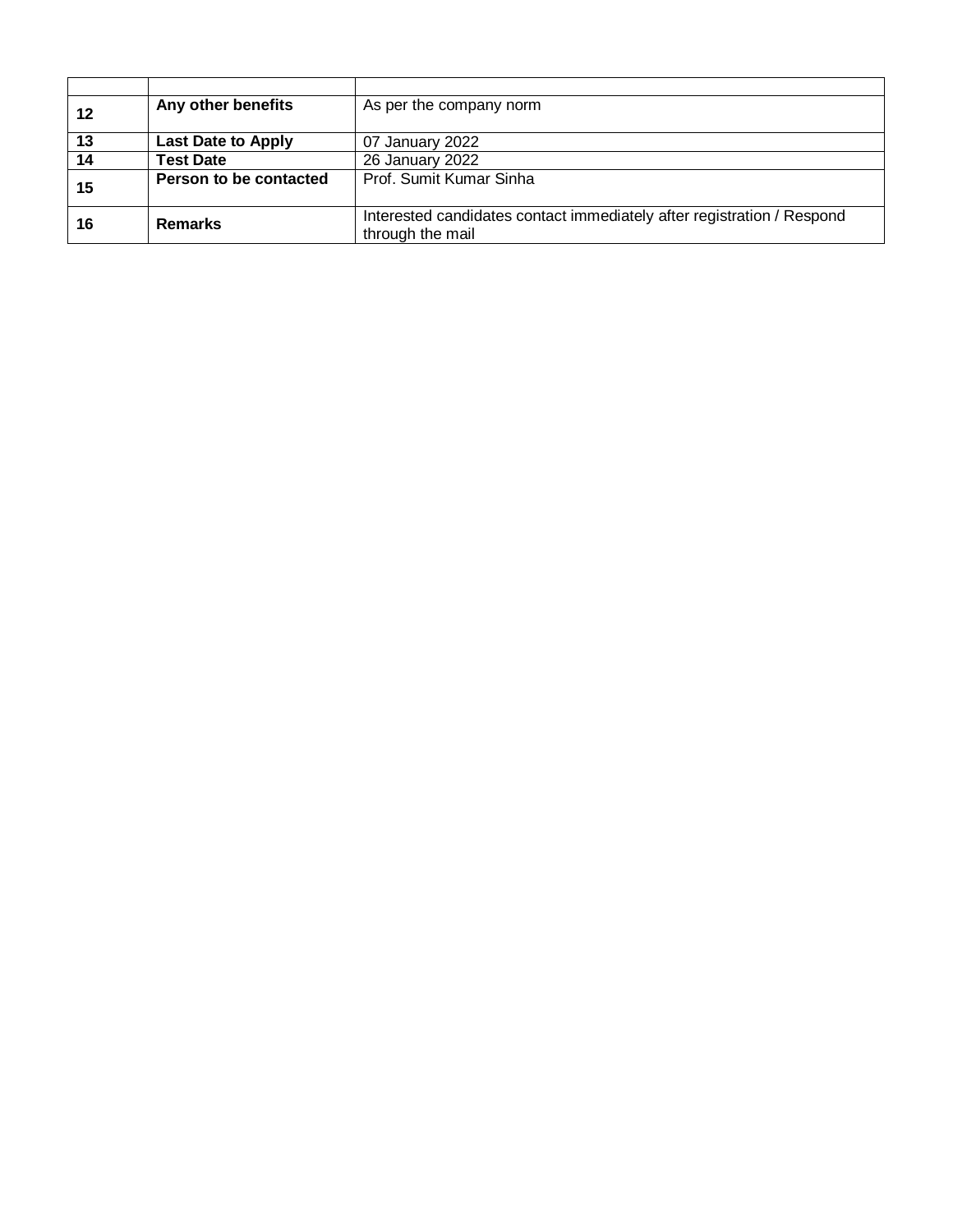| | | |
|---|---|---|
| | | |
| **12** | **Any other benefits** | As per the company norm |
| **13** | **Last Date to Apply** | 07 January 2022 |
| **14** | **Test Date** | 26 January 2022 |
| **15** | **Person to be contacted** | Prof. Sumit Kumar Sinha |
| **16** | **Remarks** | Interested candidates contact immediately after registration / Respond through the mail |